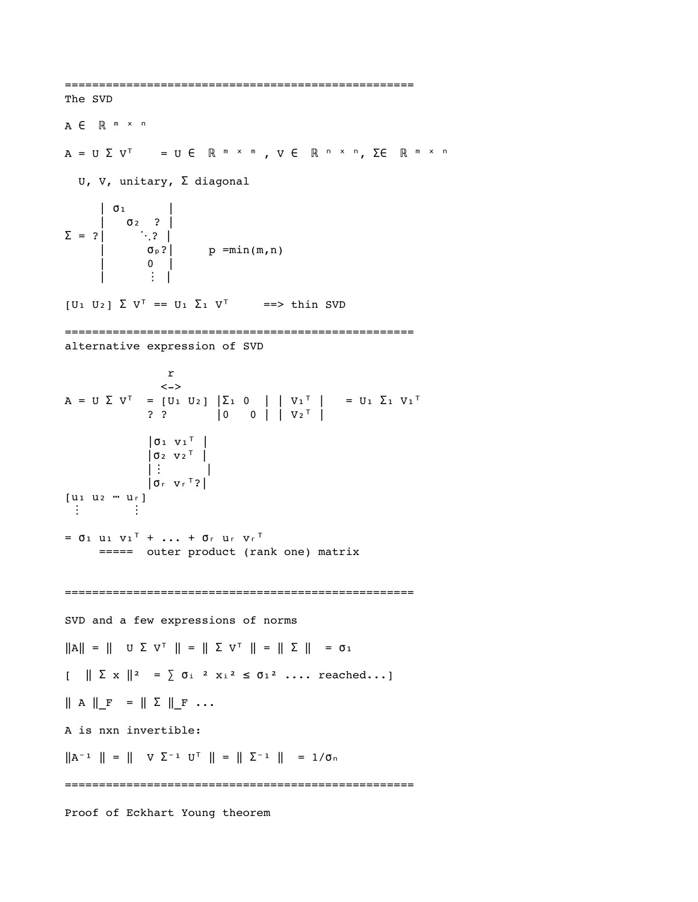=====================================================

The SVD

$A \in \mathbb{R}^{m \times n}$

$A = U \Sigma V^T \quad = U \in \mathbb{R}^{m \times m}, \; V \in \mathbb{R}^{n \times n}, \; \Sigma \in \mathbb{R}^{m \times n}$

U, V, unitary, $\Sigma$ diagonal

$$\Sigma = \begin{pmatrix} \sigma_1 & & & \\ & \sigma_2 & & \\ & & \ddots & \\ & & & \sigma_p \\ & & & 0 \\ & & & \vdots \end{pmatrix} \qquad p = \min(m,n)$$

$[U_1 \; U_2] \; \Sigma \; V^T == U_1 \; \Sigma_1 \; V^T \quad$ ==> thin SVD

=====================================================

alternative expression of SVD

$$A = U \Sigma V^T = [U_1 \; U_2] \begin{vmatrix} \Sigma_1 & 0 \\ 0 & 0 \end{vmatrix} \begin{vmatrix} V_1^T \\ V_2^T \end{vmatrix} = U_1 \Sigma_1 V_1^T$$

(with $r$ marking the width of the $\Sigma_1$ block)

$$[u_1 \; u_2 \; \cdots \; u_r] \begin{vmatrix} \sigma_1 \; v_1^T \\ \sigma_2 \; v_2^T \\ \vdots \\ \sigma_r \; v_r^T \end{vmatrix}$$

$= \sigma_1 \; u_1 \; v_1^T + \ldots + \sigma_r \; u_r \; v_r^T$

===== outer product (rank one) matrix

=====================================================

SVD and a few expressions of norms

$\|A\| = \| \; U \Sigma V^T \| = \| \Sigma V^T \| = \| \Sigma \| = \sigma_1$

[ $\| \Sigma x \|^2 = \sum \sigma_i^2 x_i^2 \leq \sigma_1^2$ .... reached...]

$\| A \|_F = \| \Sigma \|_F$ ...

A is nxn invertible:

$\|A^{-1} \| = \| \; V \Sigma^{-1} U^T \| = \| \Sigma^{-1} \| = 1/\sigma_n$

=====================================================

Proof of Eckhart Young theorem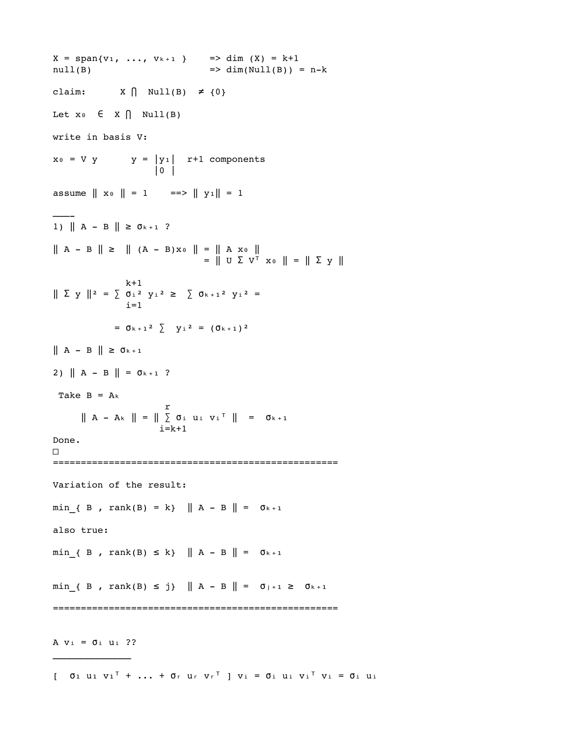$X = \text{span}\{v_1, \ldots, v_{k+1}\}$ => $\dim(X) = k+1$

$\text{null}(B)$ => $\dim(\text{Null}(B)) = n-k$

claim: $X \cap \text{Null}(B) \neq \{0\}$

Let $x_0 \in X \cap \text{Null}(B)$

write in basis V:

$x_0 = V y$ $\quad y = \begin{vmatrix} y_1 \\ 0 \end{vmatrix}$ r+1 components

assume $\| x_0 \| = 1$ ==> $\| y_1 \| = 1$

---

1) $\| A - B \| \geq \sigma_{k+1}$ ?

$$\| A - B \| \geq \| (A - B)x_0 \| = \| A x_0 \| = \| U \Sigma V^T x_0 \| = \| \Sigma y \|$$

$$\| \Sigma y \|^2 = \sum_{i=1}^{k+1} \sigma_i^2 y_i^2 \geq \sum \sigma_{k+1}^2 y_i^2 =$$

$$= \sigma_{k+1}^2 \sum y_i^2 = (\sigma_{k+1})^2$$

$\| A - B \| \geq \sigma_{k+1}$

2) $\| A - B \| = \sigma_{k+1}$ ?

Take $B = A_k$

$$\| A - A_k \| = \| \sum_{i=k+1}^{r} \sigma_i u_i v_i^T \| = \sigma_{k+1}$$

Done.

□

---

Variation of the result:

$$\min_{\{B, \text{rank}(B) = k\}} \| A - B \| = \sigma_{k+1}$$

also true:

$$\min_{\{B, \text{rank}(B) \leq k\}} \| A - B \| = \sigma_{k+1}$$

$$\min_{\{B, \text{rank}(B) \leq j\}} \| A - B \| = \sigma_{j+1} \geq \sigma_{k+1}$$

---

$A v_i = \sigma_i u_i$ ??

$$[\ \sigma_1 u_1 v_1^T + \ldots + \sigma_r u_r v_r^T\ ]\ v_i = \sigma_i u_i v_i^T v_i = \sigma_i u_i$$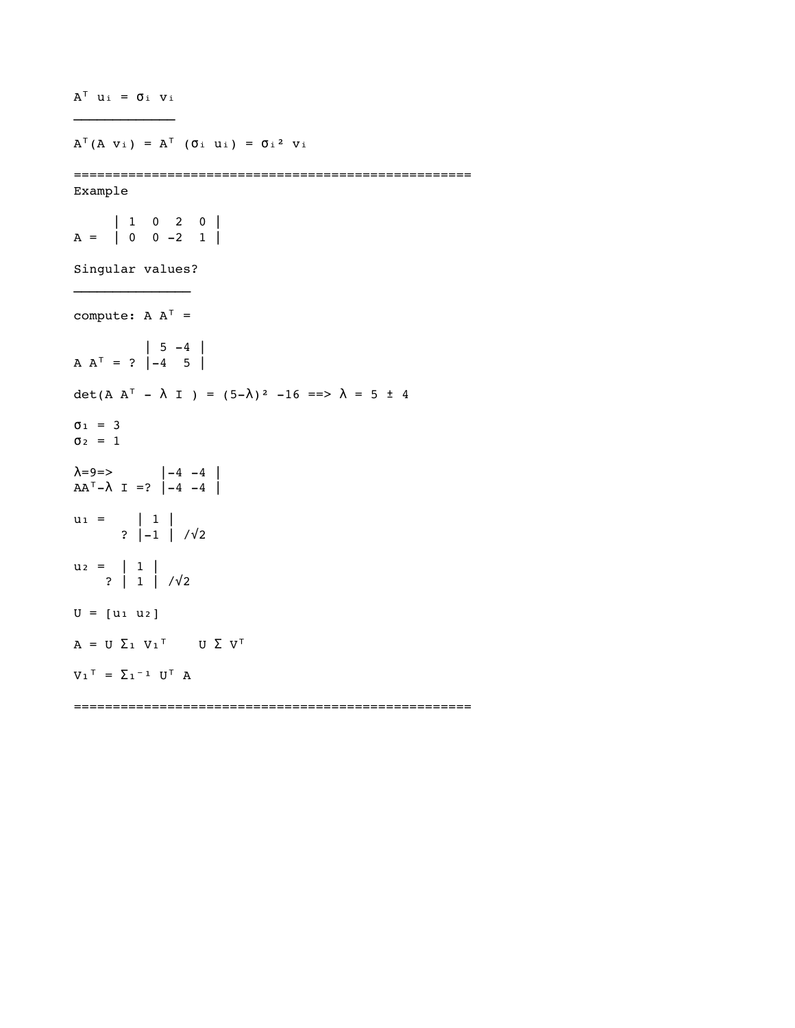$A^T u_i = \sigma_i v_i$

---

$A^T(A v_i) = A^T (\sigma_i u_i) = \sigma_i^2 v_i$

---

Example

$$A = \begin{vmatrix} 1 & 0 & 2 & 0 \\ 0 & 0 & -2 & 1 \end{vmatrix}$$

Singular values?

---

compute: $A A^T =$

$$A A^T = ? \begin{vmatrix} 5 & -4 \\ -4 & 5 \end{vmatrix}$$

$\det(A A^T - \lambda I) = (5-\lambda)^2 - 16 \implies \lambda = 5 \pm 4$

$\sigma_1 = 3$

$\sigma_2 = 1$

$$\lambda=9 \Rightarrow \quad AA^T - \lambda I = ? \begin{vmatrix} -4 & -4 \\ -4 & -4 \end{vmatrix}$$

$$u_1 = ? \begin{vmatrix} 1 \\ -1 \end{vmatrix} / \sqrt{2}$$

$$u_2 = ? \begin{vmatrix} 1 \\ 1 \end{vmatrix} / \sqrt{2}$$

$U = [u_1 \; u_2]$

$A = U \Sigma_1 V_1^T \qquad U \Sigma V^T$

$V_1^T = \Sigma_1^{-1} U^T A$

---